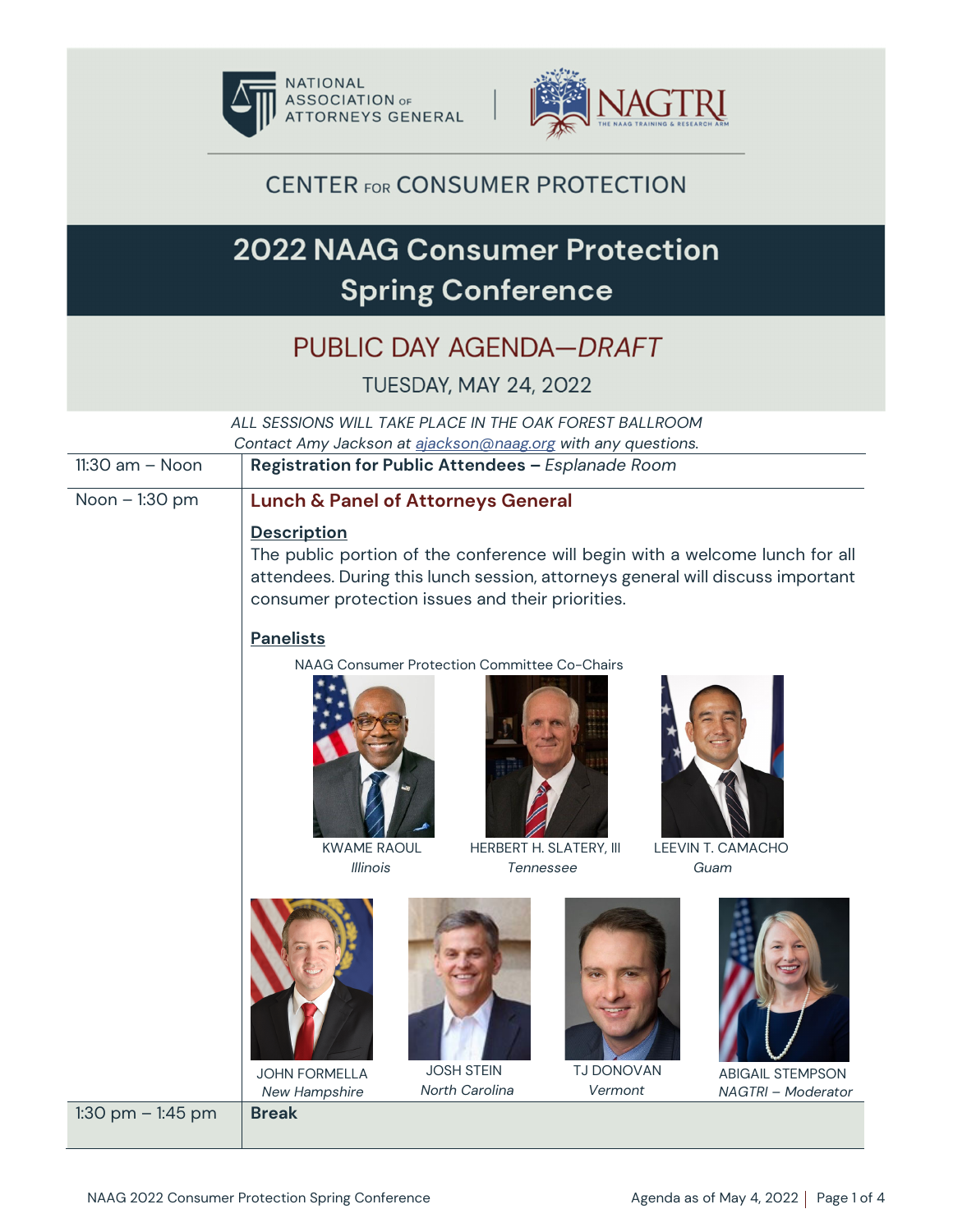NATIONAL ASSOCIATION OF ATTORNEYS GENERAL | NAGTRI THE NAAG TRAINING & RESEARCH ARM

CENTER FOR CONSUMER PROTECTION

# 2022 NAAG Consumer Protection Spring Conference

## PUBLIC DAY AGENDA—*DRAFT*

TUESDAY, MAY 24, 2022

*ALL SESSIONS WILL TAKE PLACE IN THE OAK FOREST BALLROOM*
*Contact Amy Jackson at ajackson@naag.org with any questions.*

| | |
|---|---|
| 11:30 am – Noon | **Registration for Public Attendees –** *Esplanade Room* |
| Noon – 1:30 pm | **Lunch & Panel of Attorneys General**<br><br>**Description**<br>The public portion of the conference will begin with a welcome lunch for all attendees. During this lunch session, attorneys general will discuss important consumer protection issues and their priorities.<br><br>**Panelists**<br>NAAG Consumer Protection Committee Co-Chairs<br>KWAME RAOUL, *Illinois*<br>HERBERT H. SLATERY, III, *Tennessee*<br>LEEVIN T. CAMACHO, *Guam*<br><br>JOHN FORMELLA, *New Hampshire*<br>JOSH STEIN, *North Carolina*<br>TJ DONOVAN, *Vermont*<br>ABIGAIL STEMPSON, *NAGTRI – Moderator* |
| 1:30 pm – 1:45 pm | **Break** |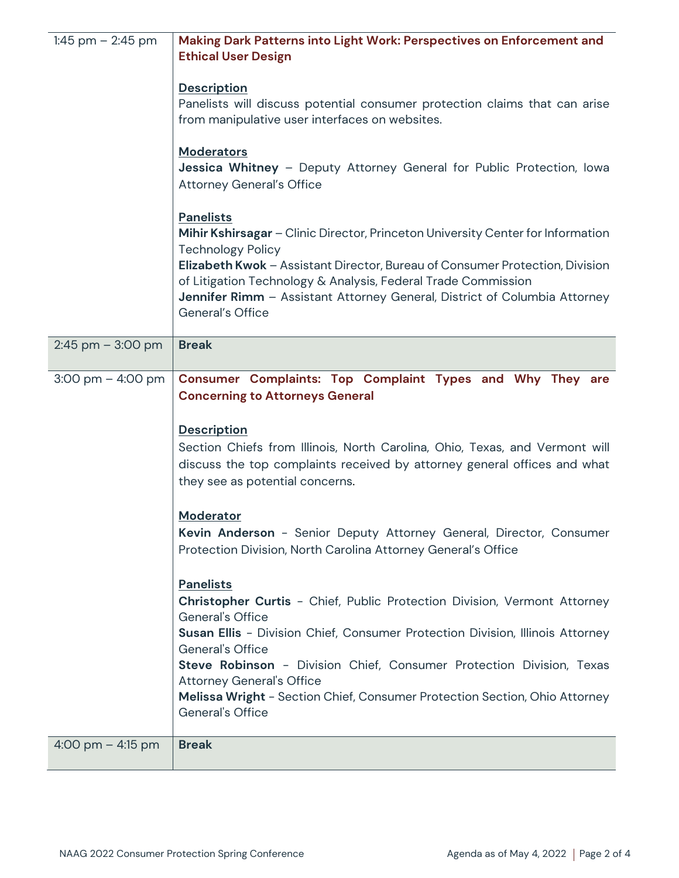| | |
|---|---|
| 1:45 pm – 2:45 pm | **Making Dark Patterns into Light Work: Perspectives on Enforcement and Ethical User Design**<br><br>**Description**<br>Panelists will discuss potential consumer protection claims that can arise from manipulative user interfaces on websites.<br><br>**Moderators**<br>**Jessica Whitney** – Deputy Attorney General for Public Protection, Iowa Attorney General's Office<br><br>**Panelists**<br>**Mihir Kshirsagar** – Clinic Director, Princeton University Center for Information Technology Policy<br>**Elizabeth Kwok** – Assistant Director, Bureau of Consumer Protection, Division of Litigation Technology & Analysis, Federal Trade Commission<br>**Jennifer Rimm** – Assistant Attorney General, District of Columbia Attorney General's Office |
| 2:45 pm – 3:00 pm | **Break** |
| 3:00 pm – 4:00 pm | **Consumer Complaints: Top Complaint Types and Why They are Concerning to Attorneys General**<br><br>**Description**<br>Section Chiefs from Illinois, North Carolina, Ohio, Texas, and Vermont will discuss the top complaints received by attorney general offices and what they see as potential concerns.<br><br>**Moderator**<br>**Kevin Anderson** - Senior Deputy Attorney General, Director, Consumer Protection Division, North Carolina Attorney General's Office<br><br>**Panelists**<br>**Christopher Curtis** - Chief, Public Protection Division, Vermont Attorney General's Office<br>**Susan Ellis** - Division Chief, Consumer Protection Division, Illinois Attorney General's Office<br>**Steve Robinson** - Division Chief, Consumer Protection Division, Texas Attorney General's Office<br>**Melissa Wright** - Section Chief, Consumer Protection Section, Ohio Attorney General's Office |
| 4:00 pm – 4:15 pm | **Break** |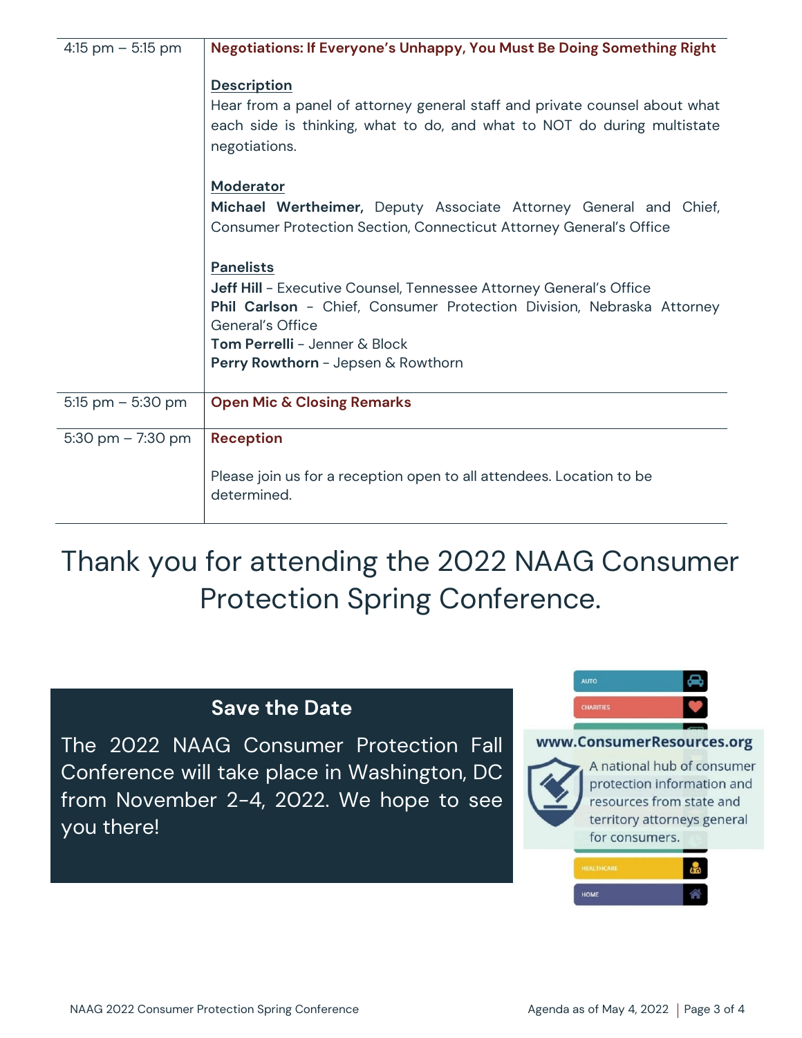| | |
|---|---|
| 4:15 pm – 5:15 pm | **Negotiations: If Everyone's Unhappy, You Must Be Doing Something Right**<br><br>**Description**<br>Hear from a panel of attorney general staff and private counsel about what each side is thinking, what to do, and what to NOT do during multistate negotiations.<br><br>**Moderator**<br>**Michael Wertheimer,** Deputy Associate Attorney General and Chief, Consumer Protection Section, Connecticut Attorney General's Office<br><br>**Panelists**<br>**Jeff Hill** - Executive Counsel, Tennessee Attorney General's Office<br>**Phil Carlson** - Chief, Consumer Protection Division, Nebraska Attorney General's Office<br>**Tom Perrelli** - Jenner & Block<br>**Perry Rowthorn** - Jepsen & Rowthorn |
| 5:15 pm – 5:30 pm | **Open Mic & Closing Remarks** |
| 5:30 pm – 7:30 pm | **Reception**<br><br>Please join us for a reception open to all attendees. Location to be determined. |

# Thank you for attending the 2022 NAAG Consumer Protection Spring Conference.

## Save the Date

The 2022 NAAG Consumer Protection Fall Conference will take place in Washington, DC from November 2-4, 2022. We hope to see you there!

AUTO
CHARITIES

**www.ConsumerResources.org**

A national hub of consumer protection information and resources from state and territory attorneys general for consumers.

HEALTHCARE
HOME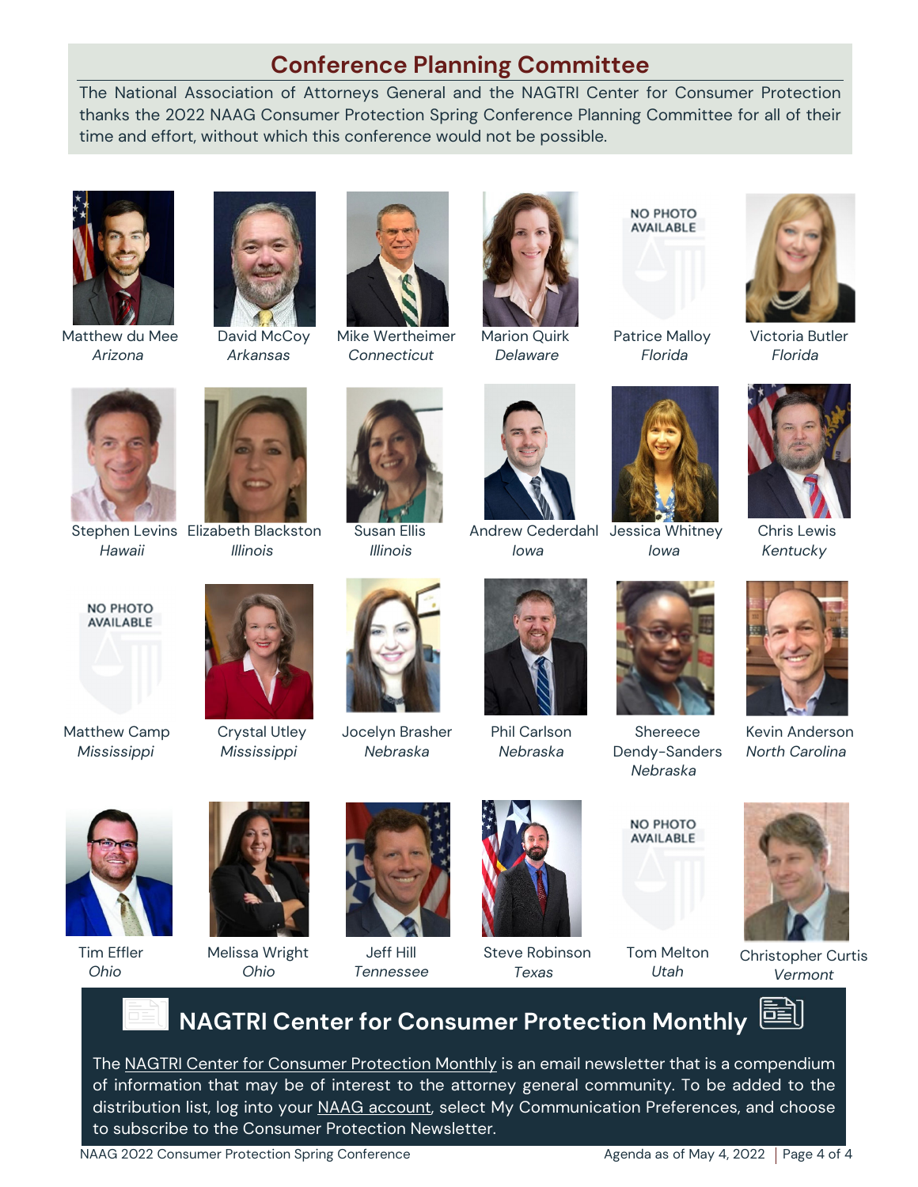## Conference Planning Committee

The National Association of Attorneys General and the NAGTRI Center for Consumer Protection thanks the 2022 NAAG Consumer Protection Spring Conference Planning Committee for all of their time and effort, without which this conference would not be possible.

Matthew du Mee
*Arizona*

David McCoy
*Arkansas*

Mike Wertheimer
*Connecticut*

Marion Quirk
*Delaware*

NO PHOTO AVAILABLE
Patrice Malloy
*Florida*

Victoria Butler
*Florida*

Stephen Levins
*Hawaii*

Elizabeth Blackston
*Illinois*

Susan Ellis
*Illinois*

Andrew Cederdahl
*Iowa*

Jessica Whitney
*Iowa*

Chris Lewis
*Kentucky*

NO PHOTO AVAILABLE
Matthew Camp
*Mississippi*

Crystal Utley
*Mississippi*

Jocelyn Brasher
*Nebraska*

Phil Carlson
*Nebraska*

Shereece Dendy-Sanders
*Nebraska*

Kevin Anderson
*North Carolina*

Tim Effler
*Ohio*

Melissa Wright
*Ohio*

Jeff Hill
*Tennessee*

Steve Robinson
*Texas*

NO PHOTO AVAILABLE
Tom Melton
*Utah*

Christopher Curtis
*Vermont*

## NAGTRI Center for Consumer Protection Monthly

The NAGTRI Center for Consumer Protection Monthly is an email newsletter that is a compendium of information that may be of interest to the attorney general community. To be added to the distribution list, log into your NAAG account, select My Communication Preferences, and choose to subscribe to the Consumer Protection Newsletter.